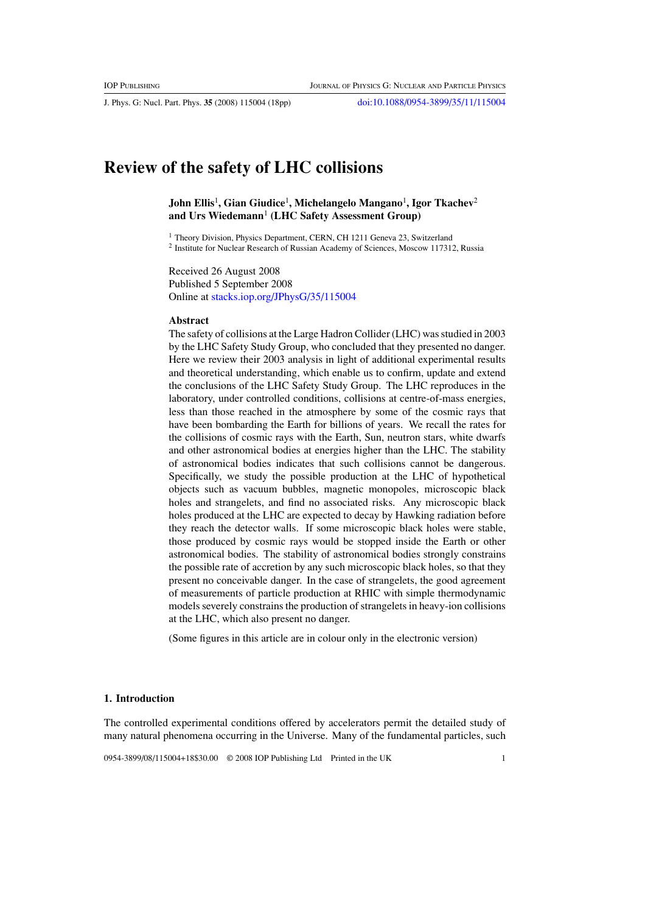# Review of the safety of LHC collisions

**John Ellis**[1], **Gian Giudice**[1], **Michelangelo Mangano**[1], **Igor Tkachev**[2] **and Urs Wiedemann**[1] **(LHC Safety Assessment Group)**

[1] Theory Division, Physics Department, CERN, CH 1211 Geneva 23, Switzerland
[2] Institute for Nuclear Research of Russian Academy of Sciences, Moscow 117312, Russia

Received 26 August 2008
Published 5 September 2008
Online at stacks.iop.org/JPhysG/35/115004

### Abstract

The safety of collisions at the Large Hadron Collider (LHC) was studied in 2003 by the LHC Safety Study Group, who concluded that they presented no danger. Here we review their 2003 analysis in light of additional experimental results and theoretical understanding, which enable us to confirm, update and extend the conclusions of the LHC Safety Study Group. The LHC reproduces in the laboratory, under controlled conditions, collisions at centre-of-mass energies, less than those reached in the atmosphere by some of the cosmic rays that have been bombarding the Earth for billions of years. We recall the rates for the collisions of cosmic rays with the Earth, Sun, neutron stars, white dwarfs and other astronomical bodies at energies higher than the LHC. The stability of astronomical bodies indicates that such collisions cannot be dangerous. Specifically, we study the possible production at the LHC of hypothetical objects such as vacuum bubbles, magnetic monopoles, microscopic black holes and strangelets, and find no associated risks. Any microscopic black holes produced at the LHC are expected to decay by Hawking radiation before they reach the detector walls. If some microscopic black holes were stable, those produced by cosmic rays would be stopped inside the Earth or other astronomical bodies. The stability of astronomical bodies strongly constrains the possible rate of accretion by any such microscopic black holes, so that they present no conceivable danger. In the case of strangelets, the good agreement of measurements of particle production at RHIC with simple thermodynamic models severely constrains the production of strangelets in heavy-ion collisions at the LHC, which also present no danger.

(Some figures in this article are in colour only in the electronic version)

## 1. Introduction

The controlled experimental conditions offered by accelerators permit the detailed study of many natural phenomena occurring in the Universe. Many of the fundamental particles, such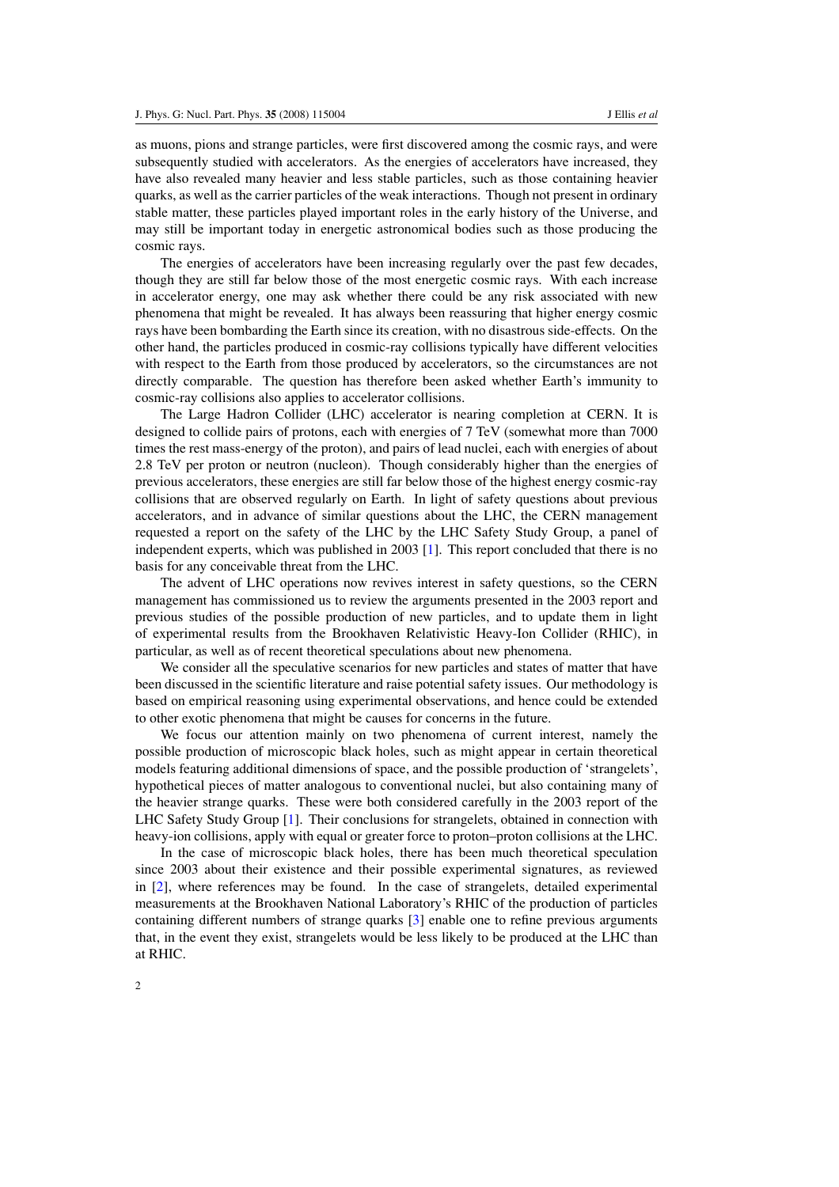as muons, pions and strange particles, were first discovered among the cosmic rays, and were subsequently studied with accelerators. As the energies of accelerators have increased, they have also revealed many heavier and less stable particles, such as those containing heavier quarks, as well as the carrier particles of the weak interactions. Though not present in ordinary stable matter, these particles played important roles in the early history of the Universe, and may still be important today in energetic astronomical bodies such as those producing the cosmic rays.

The energies of accelerators have been increasing regularly over the past few decades, though they are still far below those of the most energetic cosmic rays. With each increase in accelerator energy, one may ask whether there could be any risk associated with new phenomena that might be revealed. It has always been reassuring that higher energy cosmic rays have been bombarding the Earth since its creation, with no disastrous side-effects. On the other hand, the particles produced in cosmic-ray collisions typically have different velocities with respect to the Earth from those produced by accelerators, so the circumstances are not directly comparable. The question has therefore been asked whether Earth's immunity to cosmic-ray collisions also applies to accelerator collisions.

The Large Hadron Collider (LHC) accelerator is nearing completion at CERN. It is designed to collide pairs of protons, each with energies of 7 TeV (somewhat more than 7000 times the rest mass-energy of the proton), and pairs of lead nuclei, each with energies of about 2.8 TeV per proton or neutron (nucleon). Though considerably higher than the energies of previous accelerators, these energies are still far below those of the highest energy cosmic-ray collisions that are observed regularly on Earth. In light of safety questions about previous accelerators, and in advance of similar questions about the LHC, the CERN management requested a report on the safety of the LHC by the LHC Safety Study Group, a panel of independent experts, which was published in 2003 [1]. This report concluded that there is no basis for any conceivable threat from the LHC.

The advent of LHC operations now revives interest in safety questions, so the CERN management has commissioned us to review the arguments presented in the 2003 report and previous studies of the possible production of new particles, and to update them in light of experimental results from the Brookhaven Relativistic Heavy-Ion Collider (RHIC), in particular, as well as of recent theoretical speculations about new phenomena.

We consider all the speculative scenarios for new particles and states of matter that have been discussed in the scientific literature and raise potential safety issues. Our methodology is based on empirical reasoning using experimental observations, and hence could be extended to other exotic phenomena that might be causes for concerns in the future.

We focus our attention mainly on two phenomena of current interest, namely the possible production of microscopic black holes, such as might appear in certain theoretical models featuring additional dimensions of space, and the possible production of 'strangelets', hypothetical pieces of matter analogous to conventional nuclei, but also containing many of the heavier strange quarks. These were both considered carefully in the 2003 report of the LHC Safety Study Group [1]. Their conclusions for strangelets, obtained in connection with heavy-ion collisions, apply with equal or greater force to proton–proton collisions at the LHC.

In the case of microscopic black holes, there has been much theoretical speculation since 2003 about their existence and their possible experimental signatures, as reviewed in [2], where references may be found. In the case of strangelets, detailed experimental measurements at the Brookhaven National Laboratory's RHIC of the production of particles containing different numbers of strange quarks [3] enable one to refine previous arguments that, in the event they exist, strangelets would be less likely to be produced at the LHC than at RHIC.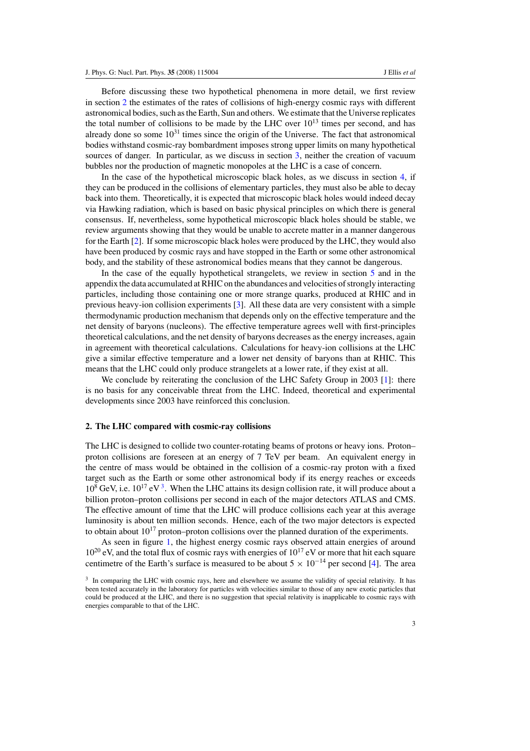Before discussing these two hypothetical phenomena in more detail, we first review in section 2 the estimates of the rates of collisions of high-energy cosmic rays with different astronomical bodies, such as the Earth, Sun and others. We estimate that the Universe replicates the total number of collisions to be made by the LHC over $10^{13}$ times per second, and has already done so some $10^{31}$ times since the origin of the Universe. The fact that astronomical bodies withstand cosmic-ray bombardment imposes strong upper limits on many hypothetical sources of danger. In particular, as we discuss in section 3, neither the creation of vacuum bubbles nor the production of magnetic monopoles at the LHC is a case of concern.

In the case of the hypothetical microscopic black holes, as we discuss in section 4, if they can be produced in the collisions of elementary particles, they must also be able to decay back into them. Theoretically, it is expected that microscopic black holes would indeed decay via Hawking radiation, which is based on basic physical principles on which there is general consensus. If, nevertheless, some hypothetical microscopic black holes should be stable, we review arguments showing that they would be unable to accrete matter in a manner dangerous for the Earth [2]. If some microscopic black holes were produced by the LHC, they would also have been produced by cosmic rays and have stopped in the Earth or some other astronomical body, and the stability of these astronomical bodies means that they cannot be dangerous.

In the case of the equally hypothetical strangelets, we review in section 5 and in the appendix the data accumulated at RHIC on the abundances and velocities of strongly interacting particles, including those containing one or more strange quarks, produced at RHIC and in previous heavy-ion collision experiments [3]. All these data are very consistent with a simple thermodynamic production mechanism that depends only on the effective temperature and the net density of baryons (nucleons). The effective temperature agrees well with first-principles theoretical calculations, and the net density of baryons decreases as the energy increases, again in agreement with theoretical calculations. Calculations for heavy-ion collisions at the LHC give a similar effective temperature and a lower net density of baryons than at RHIC. This means that the LHC could only produce strangelets at a lower rate, if they exist at all.

We conclude by reiterating the conclusion of the LHC Safety Group in 2003 [1]: there is no basis for any conceivable threat from the LHC. Indeed, theoretical and experimental developments since 2003 have reinforced this conclusion.

## 2. The LHC compared with cosmic-ray collisions

The LHC is designed to collide two counter-rotating beams of protons or heavy ions. Proton–proton collisions are foreseen at an energy of 7 TeV per beam. An equivalent energy in the centre of mass would be obtained in the collision of a cosmic-ray proton with a fixed target such as the Earth or some other astronomical body if its energy reaches or exceeds $10^8$ GeV, i.e. $10^{17}$ eV [3]. When the LHC attains its design collision rate, it will produce about a billion proton–proton collisions per second in each of the major detectors ATLAS and CMS. The effective amount of time that the LHC will produce collisions each year at this average luminosity is about ten million seconds. Hence, each of the two major detectors is expected to obtain about $10^{17}$ proton–proton collisions over the planned duration of the experiments.

As seen in figure 1, the highest energy cosmic rays observed attain energies of around $10^{20}$ eV, and the total flux of cosmic rays with energies of $10^{17}$ eV or more that hit each square centimetre of the Earth's surface is measured to be about $5 \times 10^{-14}$ per second [4]. The area

[3] In comparing the LHC with cosmic rays, here and elsewhere we assume the validity of special relativity. It has been tested accurately in the laboratory for particles with velocities similar to those of any new exotic particles that could be produced at the LHC, and there is no suggestion that special relativity is inapplicable to cosmic rays with energies comparable to that of the LHC.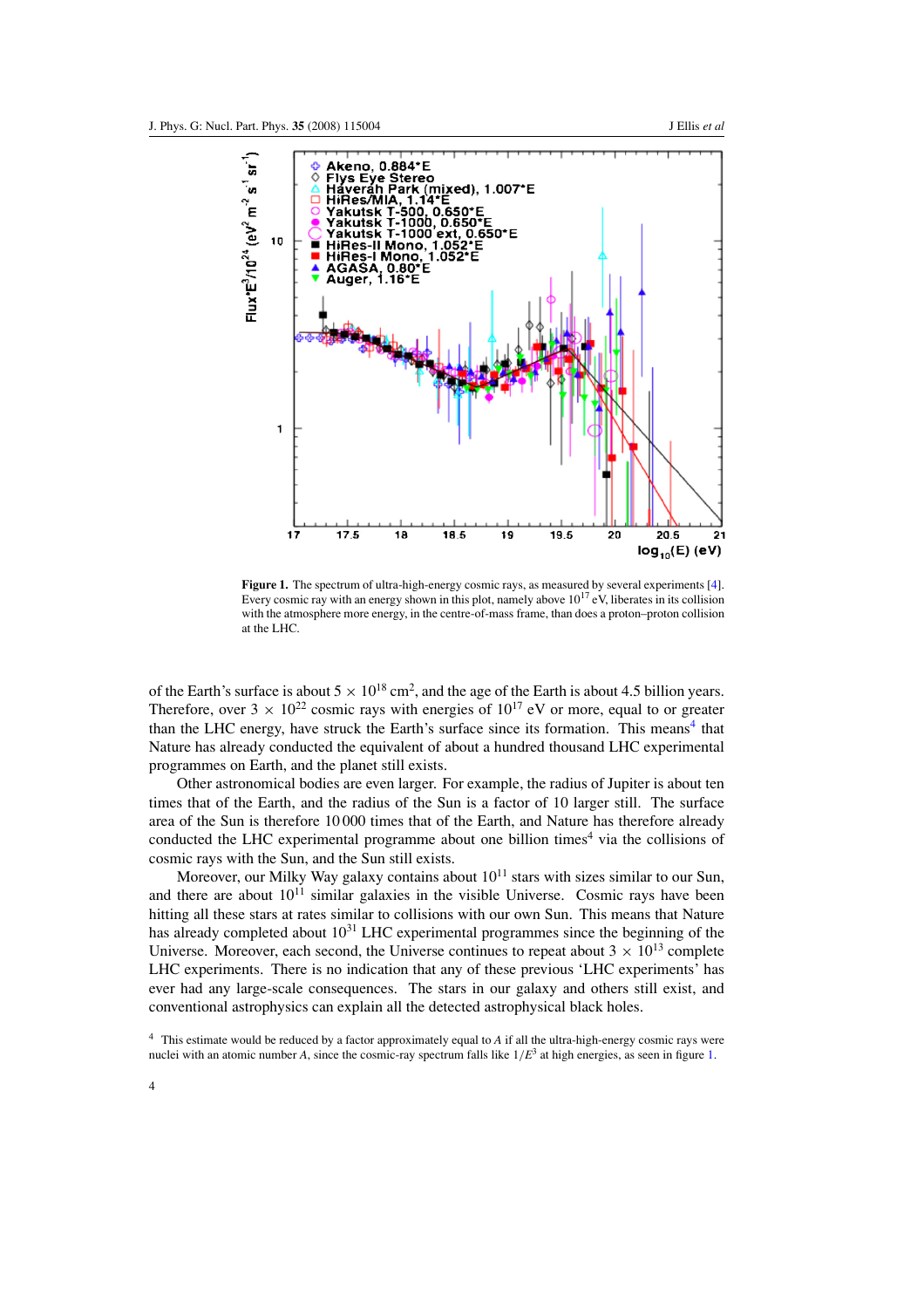**Figure 1.** The spectrum of ultra-high-energy cosmic rays, as measured by several experiments [4]. Every cosmic ray with an energy shown in this plot, namely above $10^{17}$ eV, liberates in its collision with the atmosphere more energy, in the centre-of-mass frame, than does a proton–proton collision at the LHC.

of the Earth's surface is about $5 \times 10^{18}$ cm$^2$, and the age of the Earth is about 4.5 billion years. Therefore, over $3 \times 10^{22}$ cosmic rays with energies of $10^{17}$ eV or more, equal to or greater than the LHC energy, have struck the Earth's surface since its formation. This means[4] that Nature has already conducted the equivalent of about a hundred thousand LHC experimental programmes on Earth, and the planet still exists.

Other astronomical bodies are even larger. For example, the radius of Jupiter is about ten times that of the Earth, and the radius of the Sun is a factor of 10 larger still. The surface area of the Sun is therefore 10 000 times that of the Earth, and Nature has therefore already conducted the LHC experimental programme about one billion times[4] via the collisions of cosmic rays with the Sun, and the Sun still exists.

Moreover, our Milky Way galaxy contains about $10^{11}$ stars with sizes similar to our Sun, and there are about $10^{11}$ similar galaxies in the visible Universe. Cosmic rays have been hitting all these stars at rates similar to collisions with our own Sun. This means that Nature has already completed about $10^{31}$ LHC experimental programmes since the beginning of the Universe. Moreover, each second, the Universe continues to repeat about $3 \times 10^{13}$ complete LHC experiments. There is no indication that any of these previous 'LHC experiments' has ever had any large-scale consequences. The stars in our galaxy and others still exist, and conventional astrophysics can explain all the detected astrophysical black holes.

[4] This estimate would be reduced by a factor approximately equal to $A$ if all the ultra-high-energy cosmic rays were nuclei with an atomic number $A$, since the cosmic-ray spectrum falls like $1/E^3$ at high energies, as seen in figure 1.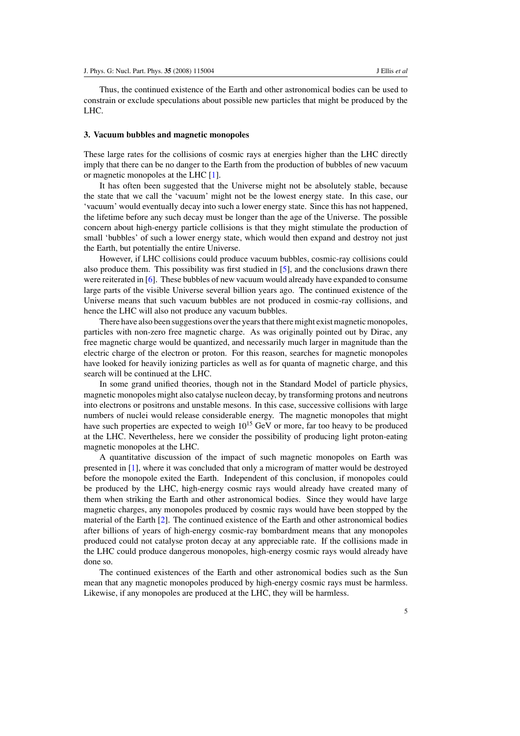Thus, the continued existence of the Earth and other astronomical bodies can be used to constrain or exclude speculations about possible new particles that might be produced by the LHC.

## 3. Vacuum bubbles and magnetic monopoles

These large rates for the collisions of cosmic rays at energies higher than the LHC directly imply that there can be no danger to the Earth from the production of bubbles of new vacuum or magnetic monopoles at the LHC [1].

It has often been suggested that the Universe might not be absolutely stable, because the state that we call the 'vacuum' might not be the lowest energy state. In this case, our 'vacuum' would eventually decay into such a lower energy state. Since this has not happened, the lifetime before any such decay must be longer than the age of the Universe. The possible concern about high-energy particle collisions is that they might stimulate the production of small 'bubbles' of such a lower energy state, which would then expand and destroy not just the Earth, but potentially the entire Universe.

However, if LHC collisions could produce vacuum bubbles, cosmic-ray collisions could also produce them. This possibility was first studied in [5], and the conclusions drawn there were reiterated in [6]. These bubbles of new vacuum would already have expanded to consume large parts of the visible Universe several billion years ago. The continued existence of the Universe means that such vacuum bubbles are not produced in cosmic-ray collisions, and hence the LHC will also not produce any vacuum bubbles.

There have also been suggestions over the years that there might exist magnetic monopoles, particles with non-zero free magnetic charge. As was originally pointed out by Dirac, any free magnetic charge would be quantized, and necessarily much larger in magnitude than the electric charge of the electron or proton. For this reason, searches for magnetic monopoles have looked for heavily ionizing particles as well as for quanta of magnetic charge, and this search will be continued at the LHC.

In some grand unified theories, though not in the Standard Model of particle physics, magnetic monopoles might also catalyse nucleon decay, by transforming protons and neutrons into electrons or positrons and unstable mesons. In this case, successive collisions with large numbers of nuclei would release considerable energy. The magnetic monopoles that might have such properties are expected to weigh $10^{15}$ GeV or more, far too heavy to be produced at the LHC. Nevertheless, here we consider the possibility of producing light proton-eating magnetic monopoles at the LHC.

A quantitative discussion of the impact of such magnetic monopoles on Earth was presented in [1], where it was concluded that only a microgram of matter would be destroyed before the monopole exited the Earth. Independent of this conclusion, if monopoles could be produced by the LHC, high-energy cosmic rays would already have created many of them when striking the Earth and other astronomical bodies. Since they would have large magnetic charges, any monopoles produced by cosmic rays would have been stopped by the material of the Earth [2]. The continued existence of the Earth and other astronomical bodies after billions of years of high-energy cosmic-ray bombardment means that any monopoles produced could not catalyse proton decay at any appreciable rate. If the collisions made in the LHC could produce dangerous monopoles, high-energy cosmic rays would already have done so.

The continued existences of the Earth and other astronomical bodies such as the Sun mean that any magnetic monopoles produced by high-energy cosmic rays must be harmless. Likewise, if any monopoles are produced at the LHC, they will be harmless.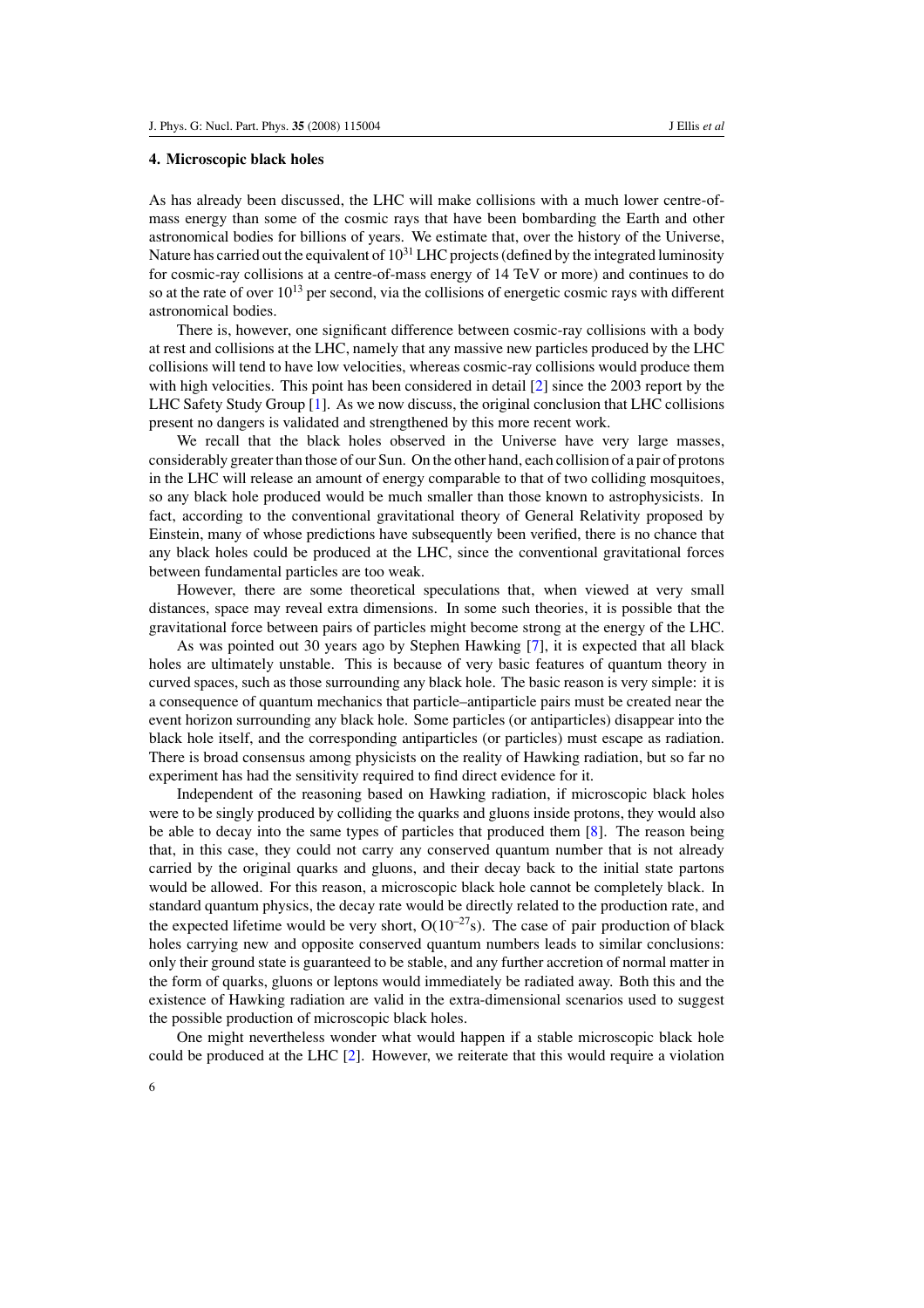### 4. Microscopic black holes

As has already been discussed, the LHC will make collisions with a much lower centre-of-mass energy than some of the cosmic rays that have been bombarding the Earth and other astronomical bodies for billions of years. We estimate that, over the history of the Universe, Nature has carried out the equivalent of $10^{31}$ LHC projects (defined by the integrated luminosity for cosmic-ray collisions at a centre-of-mass energy of 14 TeV or more) and continues to do so at the rate of over $10^{13}$ per second, via the collisions of energetic cosmic rays with different astronomical bodies.

There is, however, one significant difference between cosmic-ray collisions with a body at rest and collisions at the LHC, namely that any massive new particles produced by the LHC collisions will tend to have low velocities, whereas cosmic-ray collisions would produce them with high velocities. This point has been considered in detail [2] since the 2003 report by the LHC Safety Study Group [1]. As we now discuss, the original conclusion that LHC collisions present no dangers is validated and strengthened by this more recent work.

We recall that the black holes observed in the Universe have very large masses, considerably greater than those of our Sun. On the other hand, each collision of a pair of protons in the LHC will release an amount of energy comparable to that of two colliding mosquitoes, so any black hole produced would be much smaller than those known to astrophysicists. In fact, according to the conventional gravitational theory of General Relativity proposed by Einstein, many of whose predictions have subsequently been verified, there is no chance that any black holes could be produced at the LHC, since the conventional gravitational forces between fundamental particles are too weak.

However, there are some theoretical speculations that, when viewed at very small distances, space may reveal extra dimensions. In some such theories, it is possible that the gravitational force between pairs of particles might become strong at the energy of the LHC.

As was pointed out 30 years ago by Stephen Hawking [7], it is expected that all black holes are ultimately unstable. This is because of very basic features of quantum theory in curved spaces, such as those surrounding any black hole. The basic reason is very simple: it is a consequence of quantum mechanics that particle–antiparticle pairs must be created near the event horizon surrounding any black hole. Some particles (or antiparticles) disappear into the black hole itself, and the corresponding antiparticles (or particles) must escape as radiation. There is broad consensus among physicists on the reality of Hawking radiation, but so far no experiment has had the sensitivity required to find direct evidence for it.

Independent of the reasoning based on Hawking radiation, if microscopic black holes were to be singly produced by colliding the quarks and gluons inside protons, they would also be able to decay into the same types of particles that produced them [8]. The reason being that, in this case, they could not carry any conserved quantum number that is not already carried by the original quarks and gluons, and their decay back to the initial state partons would be allowed. For this reason, a microscopic black hole cannot be completely black. In standard quantum physics, the decay rate would be directly related to the production rate, and the expected lifetime would be very short, $O(10^{-27}\text{s})$. The case of pair production of black holes carrying new and opposite conserved quantum numbers leads to similar conclusions: only their ground state is guaranteed to be stable, and any further accretion of normal matter in the form of quarks, gluons or leptons would immediately be radiated away. Both this and the existence of Hawking radiation are valid in the extra-dimensional scenarios used to suggest the possible production of microscopic black holes.

One might nevertheless wonder what would happen if a stable microscopic black hole could be produced at the LHC [2]. However, we reiterate that this would require a violation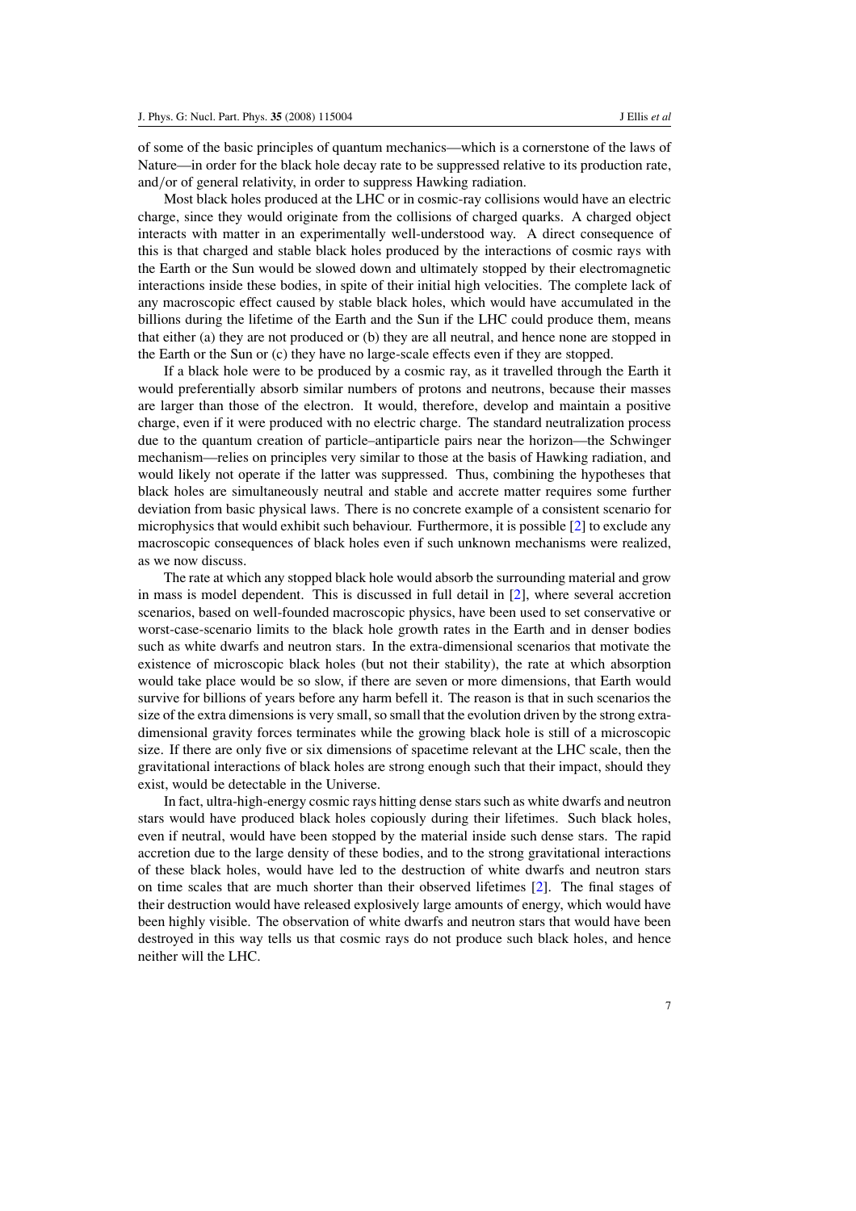of some of the basic principles of quantum mechanics—which is a cornerstone of the laws of Nature—in order for the black hole decay rate to be suppressed relative to its production rate, and/or of general relativity, in order to suppress Hawking radiation.

Most black holes produced at the LHC or in cosmic-ray collisions would have an electric charge, since they would originate from the collisions of charged quarks. A charged object interacts with matter in an experimentally well-understood way. A direct consequence of this is that charged and stable black holes produced by the interactions of cosmic rays with the Earth or the Sun would be slowed down and ultimately stopped by their electromagnetic interactions inside these bodies, in spite of their initial high velocities. The complete lack of any macroscopic effect caused by stable black holes, which would have accumulated in the billions during the lifetime of the Earth and the Sun if the LHC could produce them, means that either (a) they are not produced or (b) they are all neutral, and hence none are stopped in the Earth or the Sun or (c) they have no large-scale effects even if they are stopped.

If a black hole were to be produced by a cosmic ray, as it travelled through the Earth it would preferentially absorb similar numbers of protons and neutrons, because their masses are larger than those of the electron. It would, therefore, develop and maintain a positive charge, even if it were produced with no electric charge. The standard neutralization process due to the quantum creation of particle–antiparticle pairs near the horizon—the Schwinger mechanism—relies on principles very similar to those at the basis of Hawking radiation, and would likely not operate if the latter was suppressed. Thus, combining the hypotheses that black holes are simultaneously neutral and stable and accrete matter requires some further deviation from basic physical laws. There is no concrete example of a consistent scenario for microphysics that would exhibit such behaviour. Furthermore, it is possible [2] to exclude any macroscopic consequences of black holes even if such unknown mechanisms were realized, as we now discuss.

The rate at which any stopped black hole would absorb the surrounding material and grow in mass is model dependent. This is discussed in full detail in [2], where several accretion scenarios, based on well-founded macroscopic physics, have been used to set conservative or worst-case-scenario limits to the black hole growth rates in the Earth and in denser bodies such as white dwarfs and neutron stars. In the extra-dimensional scenarios that motivate the existence of microscopic black holes (but not their stability), the rate at which absorption would take place would be so slow, if there are seven or more dimensions, that Earth would survive for billions of years before any harm befell it. The reason is that in such scenarios the size of the extra dimensions is very small, so small that the evolution driven by the strong extra-dimensional gravity forces terminates while the growing black hole is still of a microscopic size. If there are only five or six dimensions of spacetime relevant at the LHC scale, then the gravitational interactions of black holes are strong enough such that their impact, should they exist, would be detectable in the Universe.

In fact, ultra-high-energy cosmic rays hitting dense stars such as white dwarfs and neutron stars would have produced black holes copiously during their lifetimes. Such black holes, even if neutral, would have been stopped by the material inside such dense stars. The rapid accretion due to the large density of these bodies, and to the strong gravitational interactions of these black holes, would have led to the destruction of white dwarfs and neutron stars on time scales that are much shorter than their observed lifetimes [2]. The final stages of their destruction would have released explosively large amounts of energy, which would have been highly visible. The observation of white dwarfs and neutron stars that would have been destroyed in this way tells us that cosmic rays do not produce such black holes, and hence neither will the LHC.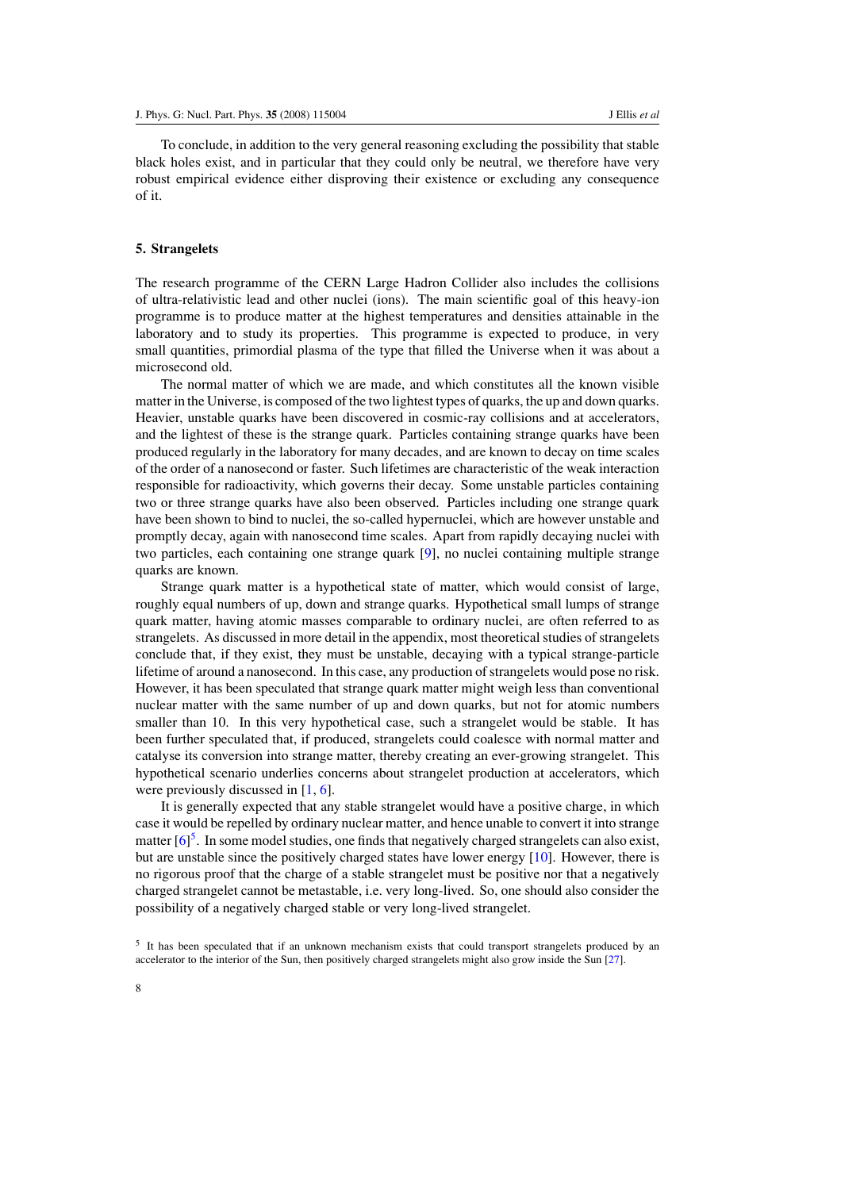To conclude, in addition to the very general reasoning excluding the possibility that stable black holes exist, and in particular that they could only be neutral, we therefore have very robust empirical evidence either disproving their existence or excluding any consequence of it.

## 5. Strangelets

The research programme of the CERN Large Hadron Collider also includes the collisions of ultra-relativistic lead and other nuclei (ions). The main scientific goal of this heavy-ion programme is to produce matter at the highest temperatures and densities attainable in the laboratory and to study its properties. This programme is expected to produce, in very small quantities, primordial plasma of the type that filled the Universe when it was about a microsecond old.

The normal matter of which we are made, and which constitutes all the known visible matter in the Universe, is composed of the two lightest types of quarks, the up and down quarks. Heavier, unstable quarks have been discovered in cosmic-ray collisions and at accelerators, and the lightest of these is the strange quark. Particles containing strange quarks have been produced regularly in the laboratory for many decades, and are known to decay on time scales of the order of a nanosecond or faster. Such lifetimes are characteristic of the weak interaction responsible for radioactivity, which governs their decay. Some unstable particles containing two or three strange quarks have also been observed. Particles including one strange quark have been shown to bind to nuclei, the so-called hypernuclei, which are however unstable and promptly decay, again with nanosecond time scales. Apart from rapidly decaying nuclei with two particles, each containing one strange quark [9], no nuclei containing multiple strange quarks are known.

Strange quark matter is a hypothetical state of matter, which would consist of large, roughly equal numbers of up, down and strange quarks. Hypothetical small lumps of strange quark matter, having atomic masses comparable to ordinary nuclei, are often referred to as strangelets. As discussed in more detail in the appendix, most theoretical studies of strangelets conclude that, if they exist, they must be unstable, decaying with a typical strange-particle lifetime of around a nanosecond. In this case, any production of strangelets would pose no risk. However, it has been speculated that strange quark matter might weigh less than conventional nuclear matter with the same number of up and down quarks, but not for atomic numbers smaller than 10. In this very hypothetical case, such a strangelet would be stable. It has been further speculated that, if produced, strangelets could coalesce with normal matter and catalyse its conversion into strange matter, thereby creating an ever-growing strangelet. This hypothetical scenario underlies concerns about strangelet production at accelerators, which were previously discussed in [1, 6].

It is generally expected that any stable strangelet would have a positive charge, in which case it would be repelled by ordinary nuclear matter, and hence unable to convert it into strange matter [6][5]. In some model studies, one finds that negatively charged strangelets can also exist, but are unstable since the positively charged states have lower energy [10]. However, there is no rigorous proof that the charge of a stable strangelet must be positive nor that a negatively charged strangelet cannot be metastable, i.e. very long-lived. So, one should also consider the possibility of a negatively charged stable or very long-lived strangelet.

[5] It has been speculated that if an unknown mechanism exists that could transport strangelets produced by an accelerator to the interior of the Sun, then positively charged strangelets might also grow inside the Sun [27].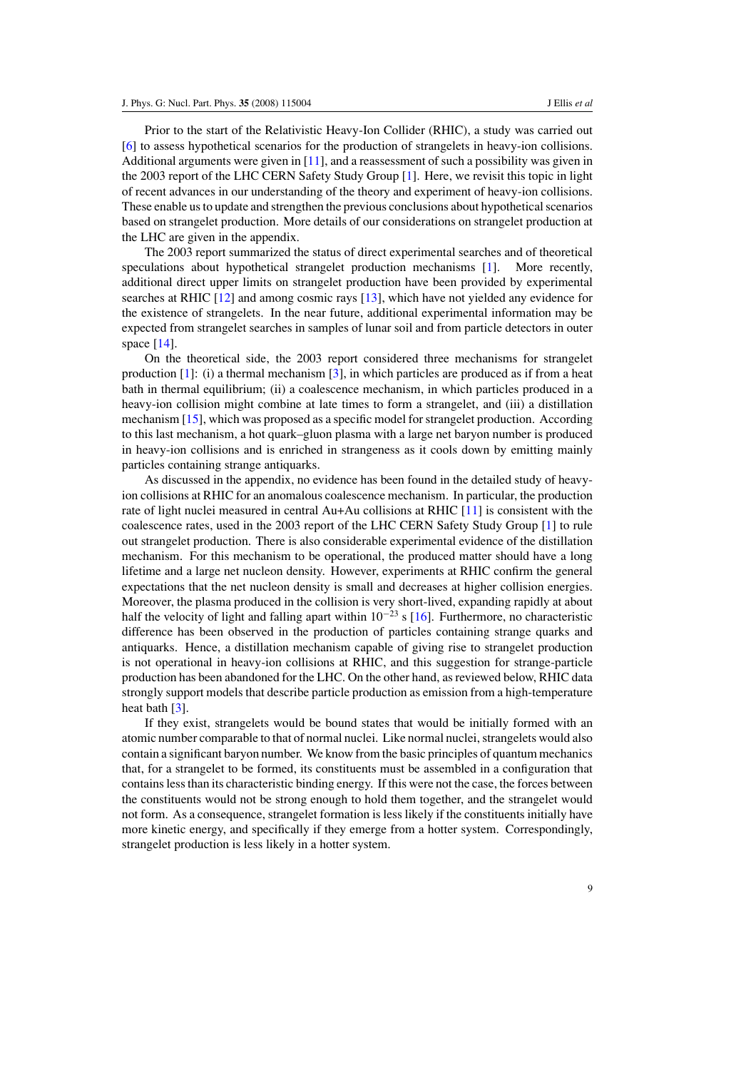Prior to the start of the Relativistic Heavy-Ion Collider (RHIC), a study was carried out [6] to assess hypothetical scenarios for the production of strangelets in heavy-ion collisions. Additional arguments were given in [11], and a reassessment of such a possibility was given in the 2003 report of the LHC CERN Safety Study Group [1]. Here, we revisit this topic in light of recent advances in our understanding of the theory and experiment of heavy-ion collisions. These enable us to update and strengthen the previous conclusions about hypothetical scenarios based on strangelet production. More details of our considerations on strangelet production at the LHC are given in the appendix.

The 2003 report summarized the status of direct experimental searches and of theoretical speculations about hypothetical strangelet production mechanisms [1]. More recently, additional direct upper limits on strangelet production have been provided by experimental searches at RHIC [12] and among cosmic rays [13], which have not yielded any evidence for the existence of strangelets. In the near future, additional experimental information may be expected from strangelet searches in samples of lunar soil and from particle detectors in outer space [14].

On the theoretical side, the 2003 report considered three mechanisms for strangelet production [1]: (i) a thermal mechanism [3], in which particles are produced as if from a heat bath in thermal equilibrium; (ii) a coalescence mechanism, in which particles produced in a heavy-ion collision might combine at late times to form a strangelet, and (iii) a distillation mechanism [15], which was proposed as a specific model for strangelet production. According to this last mechanism, a hot quark–gluon plasma with a large net baryon number is produced in heavy-ion collisions and is enriched in strangeness as it cools down by emitting mainly particles containing strange antiquarks.

As discussed in the appendix, no evidence has been found in the detailed study of heavy-ion collisions at RHIC for an anomalous coalescence mechanism. In particular, the production rate of light nuclei measured in central Au+Au collisions at RHIC [11] is consistent with the coalescence rates, used in the 2003 report of the LHC CERN Safety Study Group [1] to rule out strangelet production. There is also considerable experimental evidence of the distillation mechanism. For this mechanism to be operational, the produced matter should have a long lifetime and a large net nucleon density. However, experiments at RHIC confirm the general expectations that the net nucleon density is small and decreases at higher collision energies. Moreover, the plasma produced in the collision is very short-lived, expanding rapidly at about half the velocity of light and falling apart within $10^{-23}$ s [16]. Furthermore, no characteristic difference has been observed in the production of particles containing strange quarks and antiquarks. Hence, a distillation mechanism capable of giving rise to strangelet production is not operational in heavy-ion collisions at RHIC, and this suggestion for strange-particle production has been abandoned for the LHC. On the other hand, as reviewed below, RHIC data strongly support models that describe particle production as emission from a high-temperature heat bath [3].

If they exist, strangelets would be bound states that would be initially formed with an atomic number comparable to that of normal nuclei. Like normal nuclei, strangelets would also contain a significant baryon number. We know from the basic principles of quantum mechanics that, for a strangelet to be formed, its constituents must be assembled in a configuration that contains less than its characteristic binding energy. If this were not the case, the forces between the constituents would not be strong enough to hold them together, and the strangelet would not form. As a consequence, strangelet formation is less likely if the constituents initially have more kinetic energy, and specifically if they emerge from a hotter system. Correspondingly, strangelet production is less likely in a hotter system.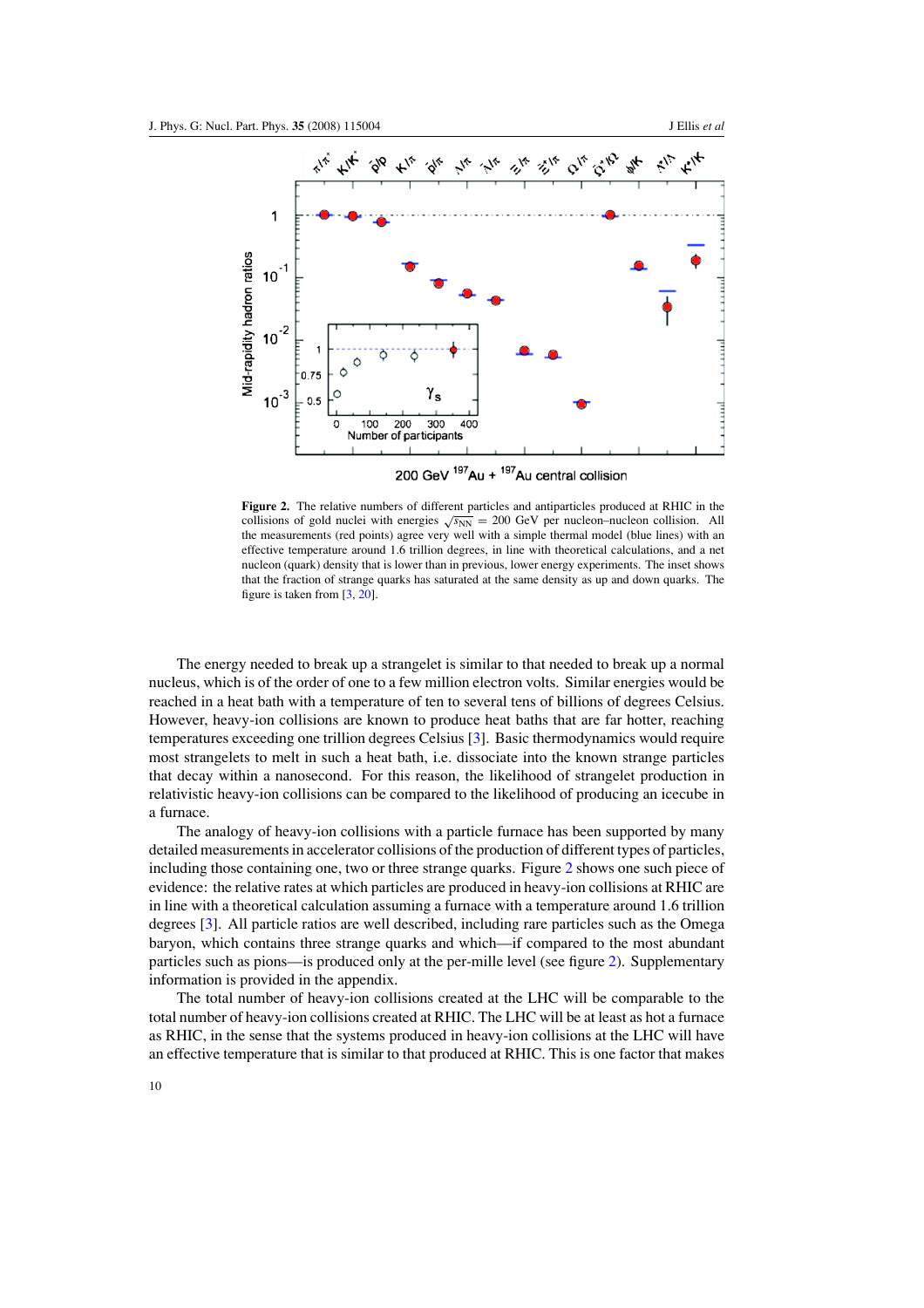$\pi^-/\pi^+$ $K^-/K^+$ $\bar{p}/p$ $K^-/\pi^-$ $\bar{p}/\pi^-$ $\Lambda/\pi^-$ $\bar{\Lambda}/\pi^-$ $\Xi^-/\pi^-$ $\bar{\Xi}^+/\pi^-$ $\Omega/\pi^-$ $\bar{\Omega}^+/\Omega$ $\phi/K^-$ $\Lambda^*/\Lambda$ $K^*/K^-$

Mid-rapidity hadron ratios

1

$10^{-1}$

$10^{-2}$

$10^{-3}$

1

0.75

0.5

$\gamma_s$

0 100 200 300 400

Number of participants

200 GeV $^{197}$Au + $^{197}$Au central collision

**Figure 2.** The relative numbers of different particles and antiparticles produced at RHIC in the collisions of gold nuclei with energies $\sqrt{s_{NN}} = 200$ GeV per nucleon–nucleon collision. All the measurements (red points) agree very well with a simple thermal model (blue lines) with an effective temperature around 1.6 trillion degrees, in line with theoretical calculations, and a net nucleon (quark) density that is lower than in previous, lower energy experiments. The inset shows that the fraction of strange quarks has saturated at the same density as up and down quarks. The figure is taken from [3, 20].

The energy needed to break up a strangelet is similar to that needed to break up a normal nucleus, which is of the order of one to a few million electron volts. Similar energies would be reached in a heat bath with a temperature of ten to several tens of billions of degrees Celsius. However, heavy-ion collisions are known to produce heat baths that are far hotter, reaching temperatures exceeding one trillion degrees Celsius [3]. Basic thermodynamics would require most strangelets to melt in such a heat bath, i.e. dissociate into the known strange particles that decay within a nanosecond. For this reason, the likelihood of strangelet production in relativistic heavy-ion collisions can be compared to the likelihood of producing an icecube in a furnace.

The analogy of heavy-ion collisions with a particle furnace has been supported by many detailed measurements in accelerator collisions of the production of different types of particles, including those containing one, two or three strange quarks. Figure 2 shows one such piece of evidence: the relative rates at which particles are produced in heavy-ion collisions at RHIC are in line with a theoretical calculation assuming a furnace with a temperature around 1.6 trillion degrees [3]. All particle ratios are well described, including rare particles such as the Omega baryon, which contains three strange quarks and which—if compared to the most abundant particles such as pions—is produced only at the per-mille level (see figure 2). Supplementary information is provided in the appendix.

The total number of heavy-ion collisions created at the LHC will be comparable to the total number of heavy-ion collisions created at RHIC. The LHC will be at least as hot a furnace as RHIC, in the sense that the systems produced in heavy-ion collisions at the LHC will have an effective temperature that is similar to that produced at RHIC. This is one factor that makes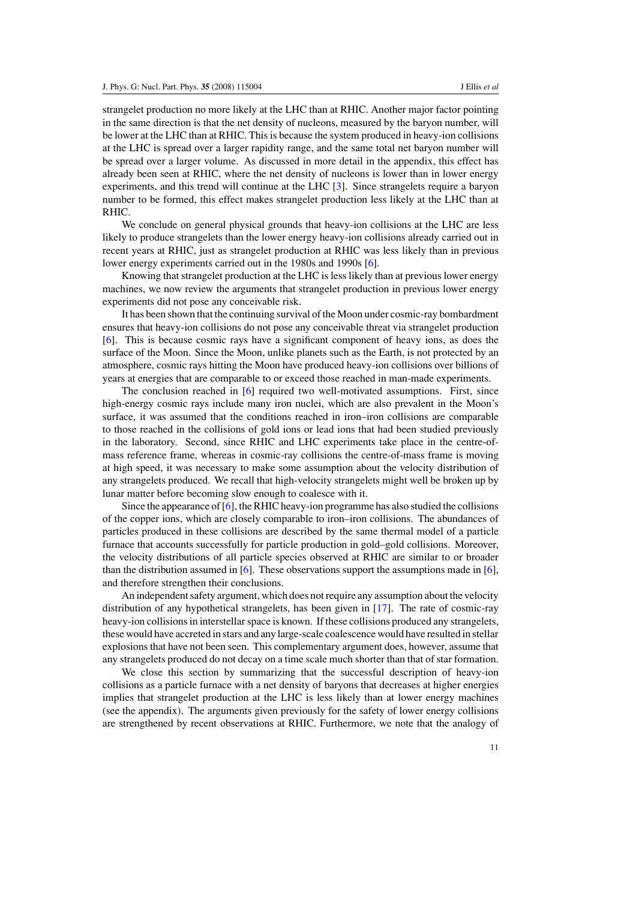strangelet production no more likely at the LHC than at RHIC. Another major factor pointing in the same direction is that the net density of nucleons, measured by the baryon number, will be lower at the LHC than at RHIC. This is because the system produced in heavy-ion collisions at the LHC is spread over a larger rapidity range, and the same total net baryon number will be spread over a larger volume. As discussed in more detail in the appendix, this effect has already been seen at RHIC, where the net density of nucleons is lower than in lower energy experiments, and this trend will continue at the LHC [3]. Since strangelets require a baryon number to be formed, this effect makes strangelet production less likely at the LHC than at RHIC.

We conclude on general physical grounds that heavy-ion collisions at the LHC are less likely to produce strangelets than the lower energy heavy-ion collisions already carried out in recent years at RHIC, just as strangelet production at RHIC was less likely than in previous lower energy experiments carried out in the 1980s and 1990s [6].

Knowing that strangelet production at the LHC is less likely than at previous lower energy machines, we now review the arguments that strangelet production in previous lower energy experiments did not pose any conceivable risk.

It has been shown that the continuing survival of the Moon under cosmic-ray bombardment ensures that heavy-ion collisions do not pose any conceivable threat via strangelet production [6]. This is because cosmic rays have a significant component of heavy ions, as does the surface of the Moon. Since the Moon, unlike planets such as the Earth, is not protected by an atmosphere, cosmic rays hitting the Moon have produced heavy-ion collisions over billions of years at energies that are comparable to or exceed those reached in man-made experiments.

The conclusion reached in [6] required two well-motivated assumptions. First, since high-energy cosmic rays include many iron nuclei, which are also prevalent in the Moon's surface, it was assumed that the conditions reached in iron–iron collisions are comparable to those reached in the collisions of gold ions or lead ions that had been studied previously in the laboratory. Second, since RHIC and LHC experiments take place in the centre-of-mass reference frame, whereas in cosmic-ray collisions the centre-of-mass frame is moving at high speed, it was necessary to make some assumption about the velocity distribution of any strangelets produced. We recall that high-velocity strangelets might well be broken up by lunar matter before becoming slow enough to coalesce with it.

Since the appearance of [6], the RHIC heavy-ion programme has also studied the collisions of the copper ions, which are closely comparable to iron–iron collisions. The abundances of particles produced in these collisions are described by the same thermal model of a particle furnace that accounts successfully for particle production in gold–gold collisions. Moreover, the velocity distributions of all particle species observed at RHIC are similar to or broader than the distribution assumed in [6]. These observations support the assumptions made in [6], and therefore strengthen their conclusions.

An independent safety argument, which does not require any assumption about the velocity distribution of any hypothetical strangelets, has been given in [17]. The rate of cosmic-ray heavy-ion collisions in interstellar space is known. If these collisions produced any strangelets, these would have accreted in stars and any large-scale coalescence would have resulted in stellar explosions that have not been seen. This complementary argument does, however, assume that any strangelets produced do not decay on a time scale much shorter than that of star formation.

We close this section by summarizing that the successful description of heavy-ion collisions as a particle furnace with a net density of baryons that decreases at higher energies implies that strangelet production at the LHC is less likely than at lower energy machines (see the appendix). The arguments given previously for the safety of lower energy collisions are strengthened by recent observations at RHIC. Furthermore, we note that the analogy of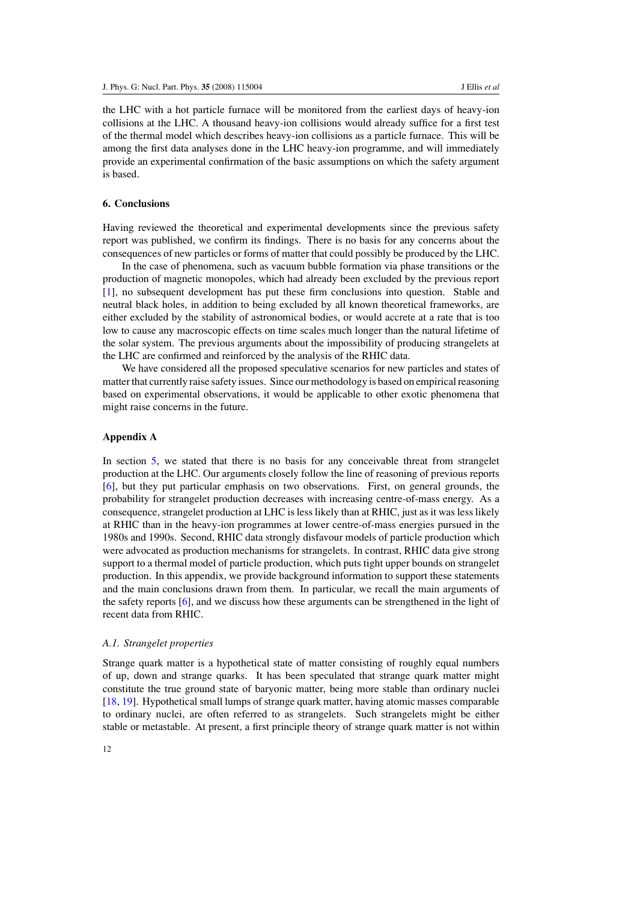the LHC with a hot particle furnace will be monitored from the earliest days of heavy-ion collisions at the LHC. A thousand heavy-ion collisions would already suffice for a first test of the thermal model which describes heavy-ion collisions as a particle furnace. This will be among the first data analyses done in the LHC heavy-ion programme, and will immediately provide an experimental confirmation of the basic assumptions on which the safety argument is based.

## 6. Conclusions

Having reviewed the theoretical and experimental developments since the previous safety report was published, we confirm its findings. There is no basis for any concerns about the consequences of new particles or forms of matter that could possibly be produced by the LHC.

In the case of phenomena, such as vacuum bubble formation via phase transitions or the production of magnetic monopoles, which had already been excluded by the previous report [1], no subsequent development has put these firm conclusions into question. Stable and neutral black holes, in addition to being excluded by all known theoretical frameworks, are either excluded by the stability of astronomical bodies, or would accrete at a rate that is too low to cause any macroscopic effects on time scales much longer than the natural lifetime of the solar system. The previous arguments about the impossibility of producing strangelets at the LHC are confirmed and reinforced by the analysis of the RHIC data.

We have considered all the proposed speculative scenarios for new particles and states of matter that currently raise safety issues. Since our methodology is based on empirical reasoning based on experimental observations, it would be applicable to other exotic phenomena that might raise concerns in the future.

## Appendix A

In section 5, we stated that there is no basis for any conceivable threat from strangelet production at the LHC. Our arguments closely follow the line of reasoning of previous reports [6], but they put particular emphasis on two observations. First, on general grounds, the probability for strangelet production decreases with increasing centre-of-mass energy. As a consequence, strangelet production at LHC is less likely than at RHIC, just as it was less likely at RHIC than in the heavy-ion programmes at lower centre-of-mass energies pursued in the 1980s and 1990s. Second, RHIC data strongly disfavour models of particle production which were advocated as production mechanisms for strangelets. In contrast, RHIC data give strong support to a thermal model of particle production, which puts tight upper bounds on strangelet production. In this appendix, we provide background information to support these statements and the main conclusions drawn from them. In particular, we recall the main arguments of the safety reports [6], and we discuss how these arguments can be strengthened in the light of recent data from RHIC.

### *A.1. Strangelet properties*

Strange quark matter is a hypothetical state of matter consisting of roughly equal numbers of up, down and strange quarks. It has been speculated that strange quark matter might constitute the true ground state of baryonic matter, being more stable than ordinary nuclei [18, 19]. Hypothetical small lumps of strange quark matter, having atomic masses comparable to ordinary nuclei, are often referred to as strangelets. Such strangelets might be either stable or metastable. At present, a first principle theory of strange quark matter is not within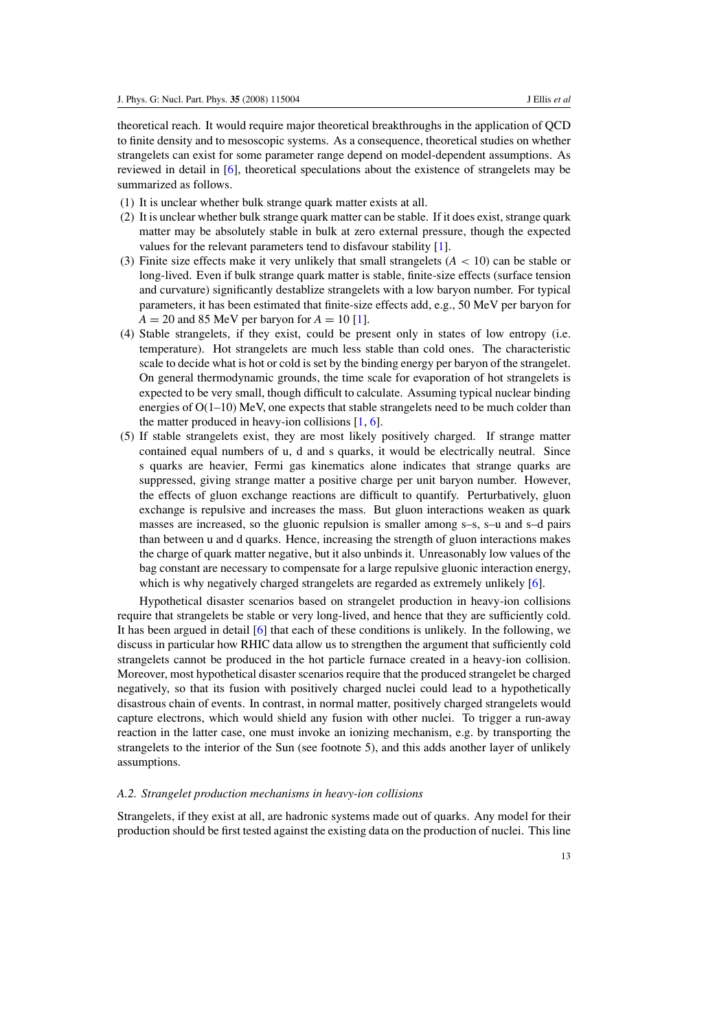theoretical reach. It would require major theoretical breakthroughs in the application of QCD to finite density and to mesoscopic systems. As a consequence, theoretical studies on whether strangelets can exist for some parameter range depend on model-dependent assumptions. As reviewed in detail in [6], theoretical speculations about the existence of strangelets may be summarized as follows.

(1) It is unclear whether bulk strange quark matter exists at all.
(2) It is unclear whether bulk strange quark matter can be stable. If it does exist, strange quark matter may be absolutely stable in bulk at zero external pressure, though the expected values for the relevant parameters tend to disfavour stability [1].
(3) Finite size effects make it very unlikely that small strangelets ($A < 10$) can be stable or long-lived. Even if bulk strange quark matter is stable, finite-size effects (surface tension and curvature) significantly destablize strangelets with a low baryon number. For typical parameters, it has been estimated that finite-size effects add, e.g., 50 MeV per baryon for $A = 20$ and 85 MeV per baryon for $A = 10$ [1].
(4) Stable strangelets, if they exist, could be present only in states of low entropy (i.e. temperature). Hot strangelets are much less stable than cold ones. The characteristic scale to decide what is hot or cold is set by the binding energy per baryon of the strangelet. On general thermodynamic grounds, the time scale for evaporation of hot strangelets is expected to be very small, though difficult to calculate. Assuming typical nuclear binding energies of O(1–10) MeV, one expects that stable strangelets need to be much colder than the matter produced in heavy-ion collisions [1, 6].
(5) If stable strangelets exist, they are most likely positively charged. If strange matter contained equal numbers of u, d and s quarks, it would be electrically neutral. Since s quarks are heavier, Fermi gas kinematics alone indicates that strange quarks are suppressed, giving strange matter a positive charge per unit baryon number. However, the effects of gluon exchange reactions are difficult to quantify. Perturbatively, gluon exchange is repulsive and increases the mass. But gluon interactions weaken as quark masses are increased, so the gluonic repulsion is smaller among s–s, s–u and s–d pairs than between u and d quarks. Hence, increasing the strength of gluon interactions makes the charge of quark matter negative, but it also unbinds it. Unreasonably low values of the bag constant are necessary to compensate for a large repulsive gluonic interaction energy, which is why negatively charged strangelets are regarded as extremely unlikely [6].

Hypothetical disaster scenarios based on strangelet production in heavy-ion collisions require that strangelets be stable or very long-lived, and hence that they are sufficiently cold. It has been argued in detail [6] that each of these conditions is unlikely. In the following, we discuss in particular how RHIC data allow us to strengthen the argument that sufficiently cold strangelets cannot be produced in the hot particle furnace created in a heavy-ion collision. Moreover, most hypothetical disaster scenarios require that the produced strangelet be charged negatively, so that its fusion with positively charged nuclei could lead to a hypothetically disastrous chain of events. In contrast, in normal matter, positively charged strangelets would capture electrons, which would shield any fusion with other nuclei. To trigger a run-away reaction in the latter case, one must invoke an ionizing mechanism, e.g. by transporting the strangelets to the interior of the Sun (see footnote 5), and this adds another layer of unlikely assumptions.

### *A.2. Strangelet production mechanisms in heavy-ion collisions*

Strangelets, if they exist at all, are hadronic systems made out of quarks. Any model for their production should be first tested against the existing data on the production of nuclei. This line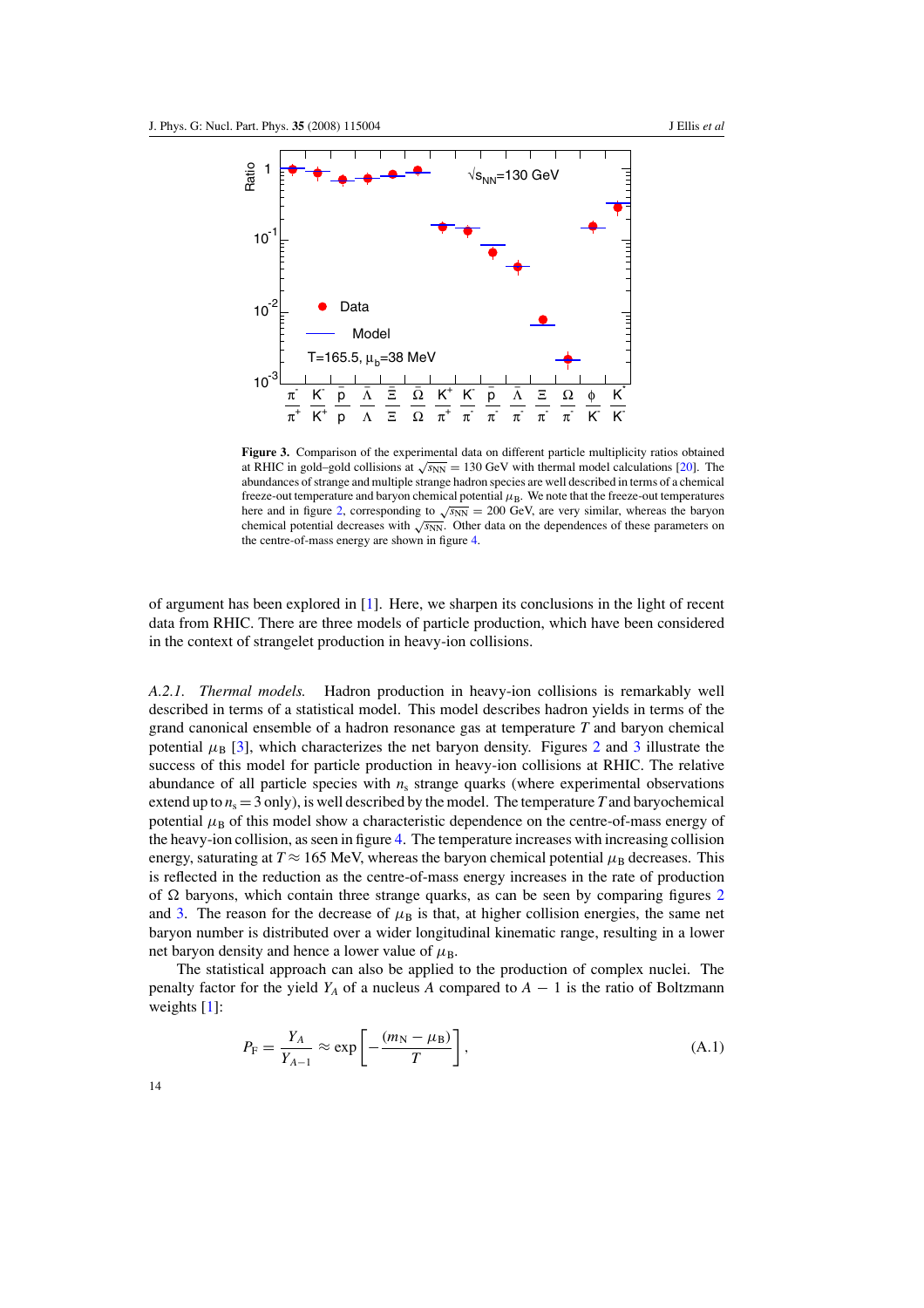Figure 3. Comparison of the experimental data on different particle multiplicity ratios obtained at RHIC in gold–gold collisions at $\sqrt{s_{NN}} = 130$ GeV with thermal model calculations [20]. The abundances of strange and multiple strange hadron species are well described in terms of a chemical freeze-out temperature and baryon chemical potential $\mu_B$. We note that the freeze-out temperatures here and in figure 2, corresponding to $\sqrt{s_{NN}} = 200$ GeV, are very similar, whereas the baryon chemical potential decreases with $\sqrt{s_{NN}}$. Other data on the dependences of these parameters on the centre-of-mass energy are shown in figure 4.

of argument has been explored in [1]. Here, we sharpen its conclusions in the light of recent data from RHIC. There are three models of particle production, which have been considered in the context of strangelet production in heavy-ion collisions.

*A.2.1. Thermal models.* Hadron production in heavy-ion collisions is remarkably well described in terms of a statistical model. This model describes hadron yields in terms of the grand canonical ensemble of a hadron resonance gas at temperature $T$ and baryon chemical potential $\mu_B$ [3], which characterizes the net baryon density. Figures 2 and 3 illustrate the success of this model for particle production in heavy-ion collisions at RHIC. The relative abundance of all particle species with $n_s$ strange quarks (where experimental observations extend up to $n_s = 3$ only), is well described by the model. The temperature $T$ and baryochemical potential $\mu_B$ of this model show a characteristic dependence on the centre-of-mass energy of the heavy-ion collision, as seen in figure 4. The temperature increases with increasing collision energy, saturating at $T \approx 165$ MeV, whereas the baryon chemical potential $\mu_B$ decreases. This is reflected in the reduction as the centre-of-mass energy increases in the rate of production of $\Omega$ baryons, which contain three strange quarks, as can be seen by comparing figures 2 and 3. The reason for the decrease of $\mu_B$ is that, at higher collision energies, the same net baryon number is distributed over a wider longitudinal kinematic range, resulting in a lower net baryon density and hence a lower value of $\mu_B$.

The statistical approach can also be applied to the production of complex nuclei. The penalty factor for the yield $Y_A$ of a nucleus $A$ compared to $A - 1$ is the ratio of Boltzmann weights [1]:

$$P_F = \frac{Y_A}{Y_{A-1}} \approx \exp\left[-\frac{(m_N - \mu_B)}{T}\right], \tag{A.1}$$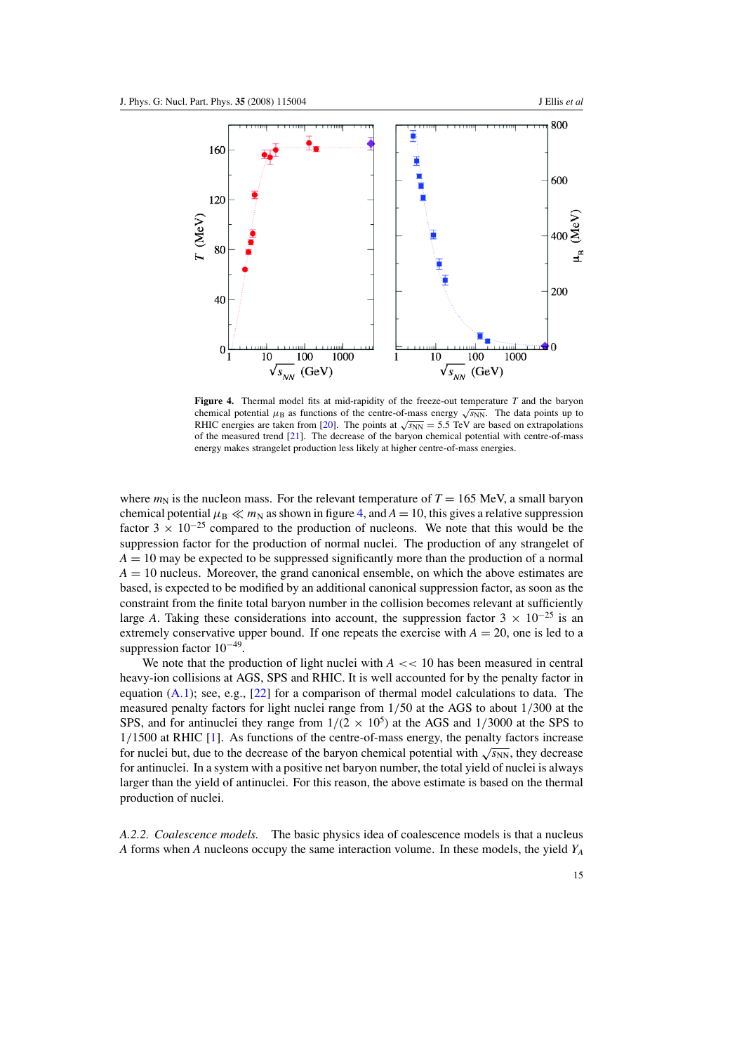**Figure 4.** Thermal model fits at mid-rapidity of the freeze-out temperature $T$ and the baryon chemical potential $\mu_B$ as functions of the centre-of-mass energy $\sqrt{s_{NN}}$. The data points up to RHIC energies are taken from [20]. The points at $\sqrt{s_{NN}} = 5.5$ TeV are based on extrapolations of the measured trend [21]. The decrease of the baryon chemical potential with centre-of-mass energy makes strangelet production less likely at higher centre-of-mass energies.

where $m_N$ is the nucleon mass. For the relevant temperature of $T = 165$ MeV, a small baryon chemical potential $\mu_B \ll m_N$ as shown in figure 4, and $A = 10$, this gives a relative suppression factor $3 \times 10^{-25}$ compared to the production of nucleons. We note that this would be the suppression factor for the production of normal nuclei. The production of any strangelet of $A = 10$ may be expected to be suppressed significantly more than the production of a normal $A = 10$ nucleus. Moreover, the grand canonical ensemble, on which the above estimates are based, is expected to be modified by an additional canonical suppression factor, as soon as the constraint from the finite total baryon number in the collision becomes relevant at sufficiently large $A$. Taking these considerations into account, the suppression factor $3 \times 10^{-25}$ is an extremely conservative upper bound. If one repeats the exercise with $A = 20$, one is led to a suppression factor $10^{-49}$.

We note that the production of light nuclei with $A << 10$ has been measured in central heavy-ion collisions at AGS, SPS and RHIC. It is well accounted for by the penalty factor in equation (A.1); see, e.g., [22] for a comparison of thermal model calculations to data. The measured penalty factors for light nuclei range from $1/50$ at the AGS to about $1/300$ at the SPS, and for antinuclei they range from $1/(2 \times 10^5)$ at the AGS and $1/3000$ at the SPS to $1/1500$ at RHIC [1]. As functions of the centre-of-mass energy, the penalty factors increase for nuclei but, due to the decrease of the baryon chemical potential with $\sqrt{s_{NN}}$, they decrease for antinuclei. In a system with a positive net baryon number, the total yield of nuclei is always larger than the yield of antinuclei. For this reason, the above estimate is based on the thermal production of nuclei.

*A.2.2. Coalescence models.* The basic physics idea of coalescence models is that a nucleus $A$ forms when $A$ nucleons occupy the same interaction volume. In these models, the yield $Y_A$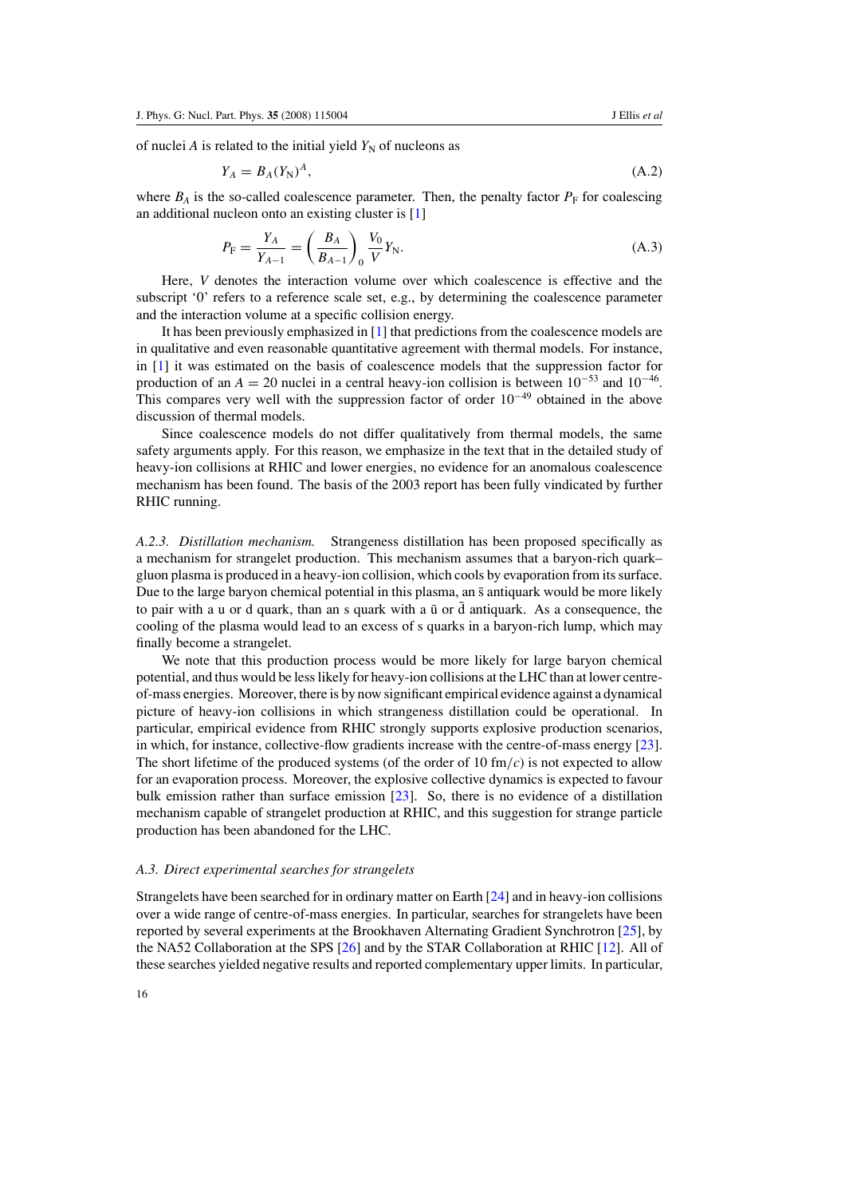of nuclei $A$ is related to the initial yield $Y_N$ of nucleons as

$$Y_A = B_A (Y_N)^A, \tag{A.2}$$

where $B_A$ is the so-called coalescence parameter. Then, the penalty factor $P_F$ for coalescing an additional nucleon onto an existing cluster is [1]

$$P_F = \frac{Y_A}{Y_{A-1}} = \left(\frac{B_A}{B_{A-1}}\right)_0 \frac{V_0}{V} Y_N. \tag{A.3}$$

Here, $V$ denotes the interaction volume over which coalescence is effective and the subscript '0' refers to a reference scale set, e.g., by determining the coalescence parameter and the interaction volume at a specific collision energy.

It has been previously emphasized in [1] that predictions from the coalescence models are in qualitative and even reasonable quantitative agreement with thermal models. For instance, in [1] it was estimated on the basis of coalescence models that the suppression factor for production of an $A = 20$ nuclei in a central heavy-ion collision is between $10^{-53}$ and $10^{-46}$. This compares very well with the suppression factor of order $10^{-49}$ obtained in the above discussion of thermal models.

Since coalescence models do not differ qualitatively from thermal models, the same safety arguments apply. For this reason, we emphasize in the text that in the detailed study of heavy-ion collisions at RHIC and lower energies, no evidence for an anomalous coalescence mechanism has been found. The basis of the 2003 report has been fully vindicated by further RHIC running.

*A.2.3. Distillation mechanism.* Strangeness distillation has been proposed specifically as a mechanism for strangelet production. This mechanism assumes that a baryon-rich quark–gluon plasma is produced in a heavy-ion collision, which cools by evaporation from its surface. Due to the large baryon chemical potential in this plasma, an $\bar{s}$ antiquark would be more likely to pair with a u or d quark, than an s quark with a $\bar{u}$ or $\bar{d}$ antiquark. As a consequence, the cooling of the plasma would lead to an excess of s quarks in a baryon-rich lump, which may finally become a strangelet.

We note that this production process would be more likely for large baryon chemical potential, and thus would be less likely for heavy-ion collisions at the LHC than at lower centre-of-mass energies. Moreover, there is by now significant empirical evidence against a dynamical picture of heavy-ion collisions in which strangeness distillation could be operational. In particular, empirical evidence from RHIC strongly supports explosive production scenarios, in which, for instance, collective-flow gradients increase with the centre-of-mass energy [23]. The short lifetime of the produced systems (of the order of 10 fm/$c$) is not expected to allow for an evaporation process. Moreover, the explosive collective dynamics is expected to favour bulk emission rather than surface emission [23]. So, there is no evidence of a distillation mechanism capable of strangelet production at RHIC, and this suggestion for strange particle production has been abandoned for the LHC.

### A.3. Direct experimental searches for strangelets

Strangelets have been searched for in ordinary matter on Earth [24] and in heavy-ion collisions over a wide range of centre-of-mass energies. In particular, searches for strangelets have been reported by several experiments at the Brookhaven Alternating Gradient Synchrotron [25], by the NA52 Collaboration at the SPS [26] and by the STAR Collaboration at RHIC [12]. All of these searches yielded negative results and reported complementary upper limits. In particular,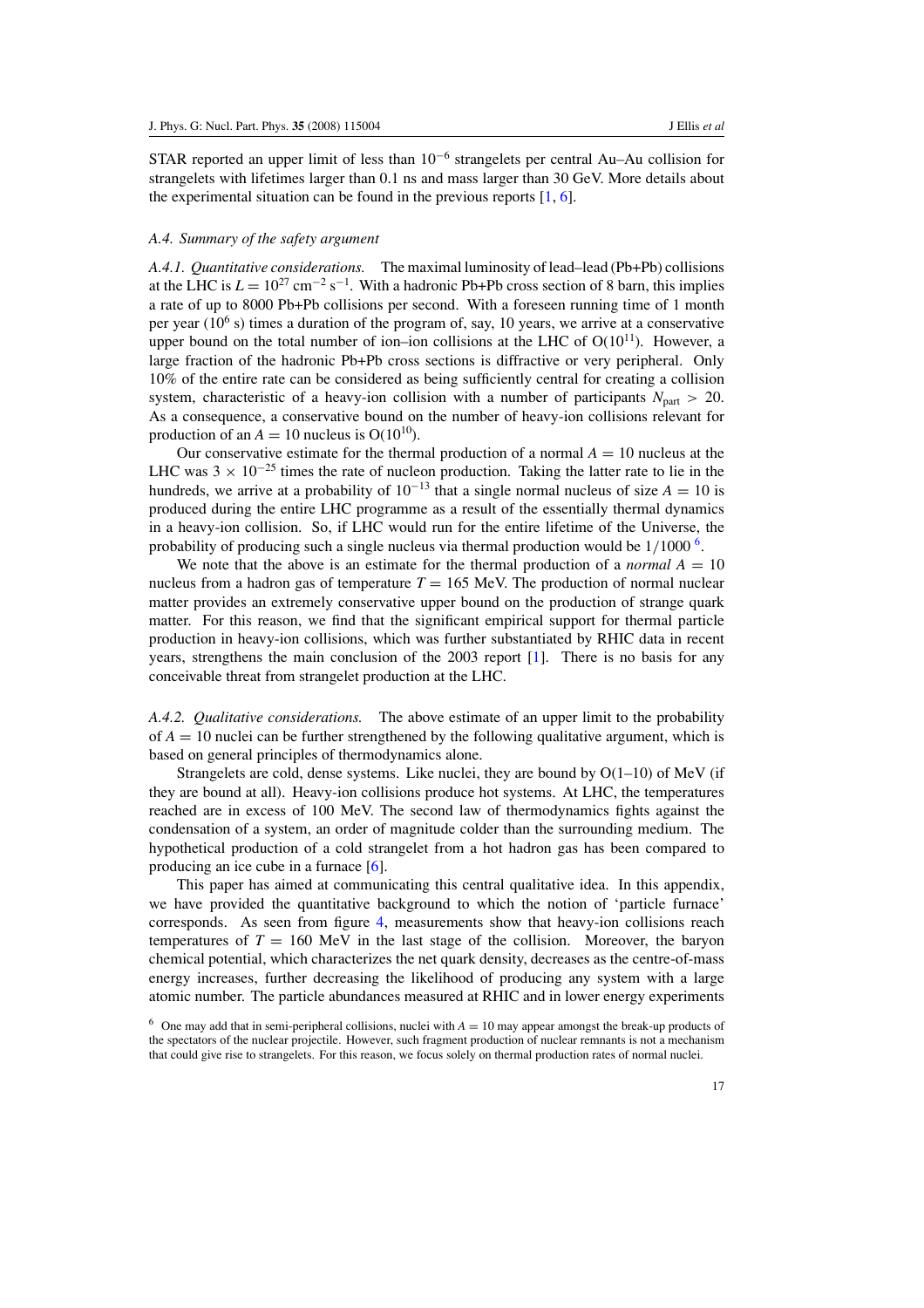STAR reported an upper limit of less than $10^{-6}$ strangelets per central Au–Au collision for strangelets with lifetimes larger than 0.1 ns and mass larger than 30 GeV. More details about the experimental situation can be found in the previous reports [1, 6].

### *A.4. Summary of the safety argument*

*A.4.1. Quantitative considerations.* The maximal luminosity of lead–lead (Pb+Pb) collisions at the LHC is $L = 10^{27}\ \text{cm}^{-2}\ \text{s}^{-1}$. With a hadronic Pb+Pb cross section of 8 barn, this implies a rate of up to 8000 Pb+Pb collisions per second. With a foreseen running time of 1 month per year ($10^6$ s) times a duration of the program of, say, 10 years, we arrive at a conservative upper bound on the total number of ion–ion collisions at the LHC of $O(10^{11})$. However, a large fraction of the hadronic Pb+Pb cross sections is diffractive or very peripheral. Only 10% of the entire rate can be considered as being sufficiently central for creating a collision system, characteristic of a heavy-ion collision with a number of participants $N_{\text{part}} > 20$. As a consequence, a conservative bound on the number of heavy-ion collisions relevant for production of an $A = 10$ nucleus is $O(10^{10})$.

Our conservative estimate for the thermal production of a normal $A = 10$ nucleus at the LHC was $3 \times 10^{-25}$ times the rate of nucleon production. Taking the latter rate to lie in the hundreds, we arrive at a probability of $10^{-13}$ that a single normal nucleus of size $A = 10$ is produced during the entire LHC programme as a result of the essentially thermal dynamics in a heavy-ion collision. So, if LHC would run for the entire lifetime of the Universe, the probability of producing such a single nucleus via thermal production would be 1/1000 [6].

We note that the above is an estimate for the thermal production of a *normal* $A = 10$ nucleus from a hadron gas of temperature $T = 165$ MeV. The production of normal nuclear matter provides an extremely conservative upper bound on the production of strange quark matter. For this reason, we find that the significant empirical support for thermal particle production in heavy-ion collisions, which was further substantiated by RHIC data in recent years, strengthens the main conclusion of the 2003 report [1]. There is no basis for any conceivable threat from strangelet production at the LHC.

*A.4.2. Qualitative considerations.* The above estimate of an upper limit to the probability of $A = 10$ nuclei can be further strengthened by the following qualitative argument, which is based on general principles of thermodynamics alone.

Strangelets are cold, dense systems. Like nuclei, they are bound by O(1–10) of MeV (if they are bound at all). Heavy-ion collisions produce hot systems. At LHC, the temperatures reached are in excess of 100 MeV. The second law of thermodynamics fights against the condensation of a system, an order of magnitude colder than the surrounding medium. The hypothetical production of a cold strangelet from a hot hadron gas has been compared to producing an ice cube in a furnace [6].

This paper has aimed at communicating this central qualitative idea. In this appendix, we have provided the quantitative background to which the notion of 'particle furnace' corresponds. As seen from figure 4, measurements show that heavy-ion collisions reach temperatures of $T = 160$ MeV in the last stage of the collision. Moreover, the baryon chemical potential, which characterizes the net quark density, decreases as the centre-of-mass energy increases, further decreasing the likelihood of producing any system with a large atomic number. The particle abundances measured at RHIC and in lower energy experiments

[6] One may add that in semi-peripheral collisions, nuclei with $A = 10$ may appear amongst the break-up products of the spectators of the nuclear projectile. However, such fragment production of nuclear remnants is not a mechanism that could give rise to strangelets. For this reason, we focus solely on thermal production rates of normal nuclei.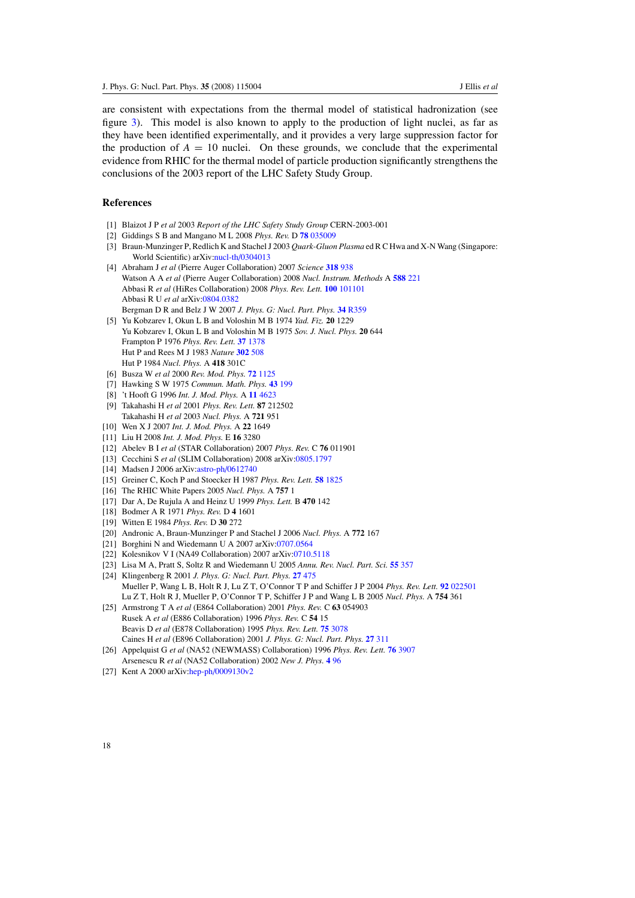are consistent with expectations from the thermal model of statistical hadronization (see figure 3). This model is also known to apply to the production of light nuclei, as far as they have been identified experimentally, and it provides a very large suppression factor for the production of $A = 10$ nuclei. On these grounds, we conclude that the experimental evidence from RHIC for the thermal model of particle production significantly strengthens the conclusions of the 2003 report of the LHC Safety Study Group.

## References

[1] Blaizot J P *et al* 2003 *Report of the LHC Safety Study Group* CERN-2003-001

[2] Giddings S B and Mangano M L 2008 *Phys. Rev.* D **78** 035009

[3] Braun-Munzinger P, Redlich K and Stachel J 2003 *Quark-Gluon Plasma* ed R C Hwa and X-N Wang (Singapore: World Scientific) arXiv:nucl-th/0304013

[4] Abraham J *et al* (Pierre Auger Collaboration) 2007 *Science* **318** 938
Watson A A *et al* (Pierre Auger Collaboration) 2008 *Nucl. Instrum. Methods* A **588** 221
Abbasi R *et al* (HiRes Collaboration) 2008 *Phys. Rev. Lett.* **100** 101101
Abbasi R U *et al* arXiv:0804.0382
Bergman D R and Belz J W 2007 *J. Phys. G: Nucl. Part. Phys.* **34** R359

[5] Yu Kobzarev I, Okun L B and Voloshin M B 1974 *Yad. Fiz.* **20** 1229
Yu Kobzarev I, Okun L B and Voloshin M B 1975 *Sov. J. Nucl. Phys.* **20** 644
Frampton P 1976 *Phys. Rev. Lett.* **37** 1378
Hut P and Rees M J 1983 *Nature* **302** 508
Hut P 1984 *Nucl. Phys.* A **418** 301C

[6] Busza W *et al* 2000 *Rev. Mod. Phys.* **72** 1125

[7] Hawking S W 1975 *Commun. Math. Phys.* **43** 199

[8] 't Hooft G 1996 *Int. J. Mod. Phys.* A **11** 4623

[9] Takahashi H *et al* 2001 *Phys. Rev. Lett.* **87** 212502
Takahashi H *et al* 2003 *Nucl. Phys.* A **721** 951

[10] Wen X J 2007 *Int. J. Mod. Phys.* A **22** 1649

[11] Liu H 2008 *Int. J. Mod. Phys.* E **16** 3280

[12] Abelev B I *et al* (STAR Collaboration) 2007 *Phys. Rev.* C **76** 011901

[13] Cecchini S *et al* (SLIM Collaboration) 2008 arXiv:0805.1797

[14] Madsen J 2006 arXiv:astro-ph/0612740

[15] Greiner C, Koch P and Stoecker H 1987 *Phys. Rev. Lett.* **58** 1825

[16] The RHIC White Papers 2005 *Nucl. Phys.* A **757** 1

[17] Dar A, De Rujula A and Heinz U 1999 *Phys. Lett.* B **470** 142

[18] Bodmer A R 1971 *Phys. Rev.* D **4** 1601

[19] Witten E 1984 *Phys. Rev.* D **30** 272

[20] Andronic A, Braun-Munzinger P and Stachel J 2006 *Nucl. Phys.* A **772** 167

[21] Borghini N and Wiedemann U A 2007 arXiv:0707.0564

[22] Kolesnikov V I (NA49 Collaboration) 2007 arXiv:0710.5118

[23] Lisa M A, Pratt S, Soltz R and Wiedemann U 2005 *Annu. Rev. Nucl. Part. Sci.* **55** 357

[24] Klingenberg R 2001 *J. Phys. G: Nucl. Part. Phys.* **27** 475
Mueller P, Wang L B, Holt R J, Lu Z T, O'Connor T P and Schiffer J P 2004 *Phys. Rev. Lett.* **92** 022501
Lu Z T, Holt R J, Mueller P, O'Connor T P, Schiffer J P and Wang L B 2005 *Nucl. Phys.* A **754** 361

[25] Armstrong T A *et al* (E864 Collaboration) 2001 *Phys. Rev.* C **63** 054903
Rusek A *et al* (E886 Collaboration) 1996 *Phys. Rev.* C **54** 15
Beavis D *et al* (E878 Collaboration) 1995 *Phys. Rev. Lett.* **75** 3078
Caines H *et al* (E896 Collaboration) 2001 *J. Phys. G: Nucl. Part. Phys.* **27** 311

[26] Appelquist G *et al* (NA52 (NEWMASS) Collaboration) 1996 *Phys. Rev. Lett.* **76** 3907
Arsenescu R *et al* (NA52 Collaboration) 2002 *New J. Phys.* **4** 96

[27] Kent A 2000 arXiv:hep-ph/0009130v2